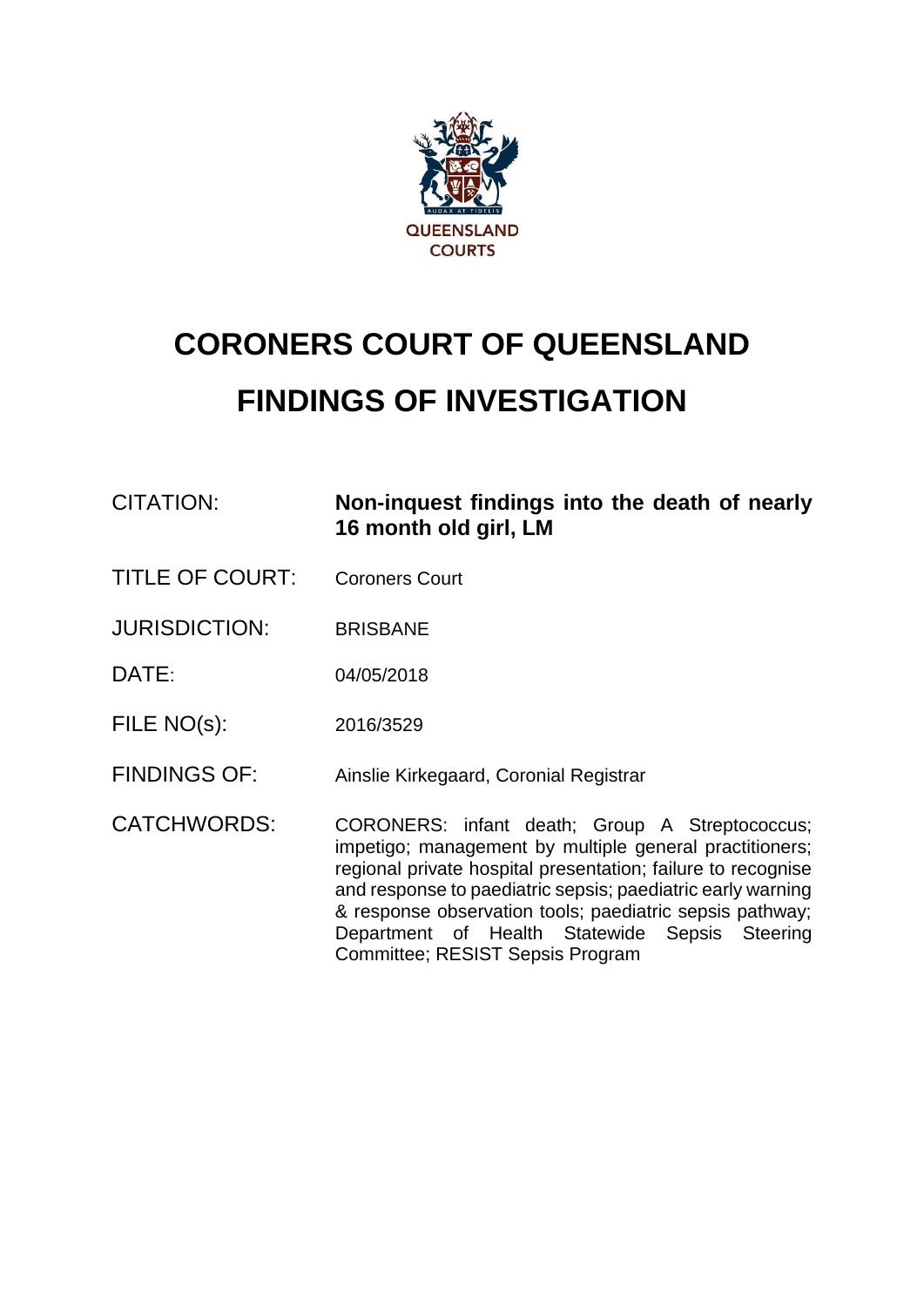QUEENSLAND COURTS

# CORONERS COURT OF QUEENSLAND

# FINDINGS OF INVESTIGATION

| | |
|---|---|
| CITATION: | **Non-inquest findings into the death of nearly 16 month old girl, LM** |
| TITLE OF COURT: | Coroners Court |
| JURISDICTION: | BRISBANE |
| DATE: | 04/05/2018 |
| FILE NO(s): | 2016/3529 |
| FINDINGS OF: | Ainslie Kirkegaard, Coronial Registrar |
| CATCHWORDS: | CORONERS: infant death; Group A Streptococcus; impetigo; management by multiple general practitioners; regional private hospital presentation; failure to recognise and response to paediatric sepsis; paediatric early warning & response observation tools; paediatric sepsis pathway; Department of Health Statewide Sepsis Steering Committee; RESIST Sepsis Program |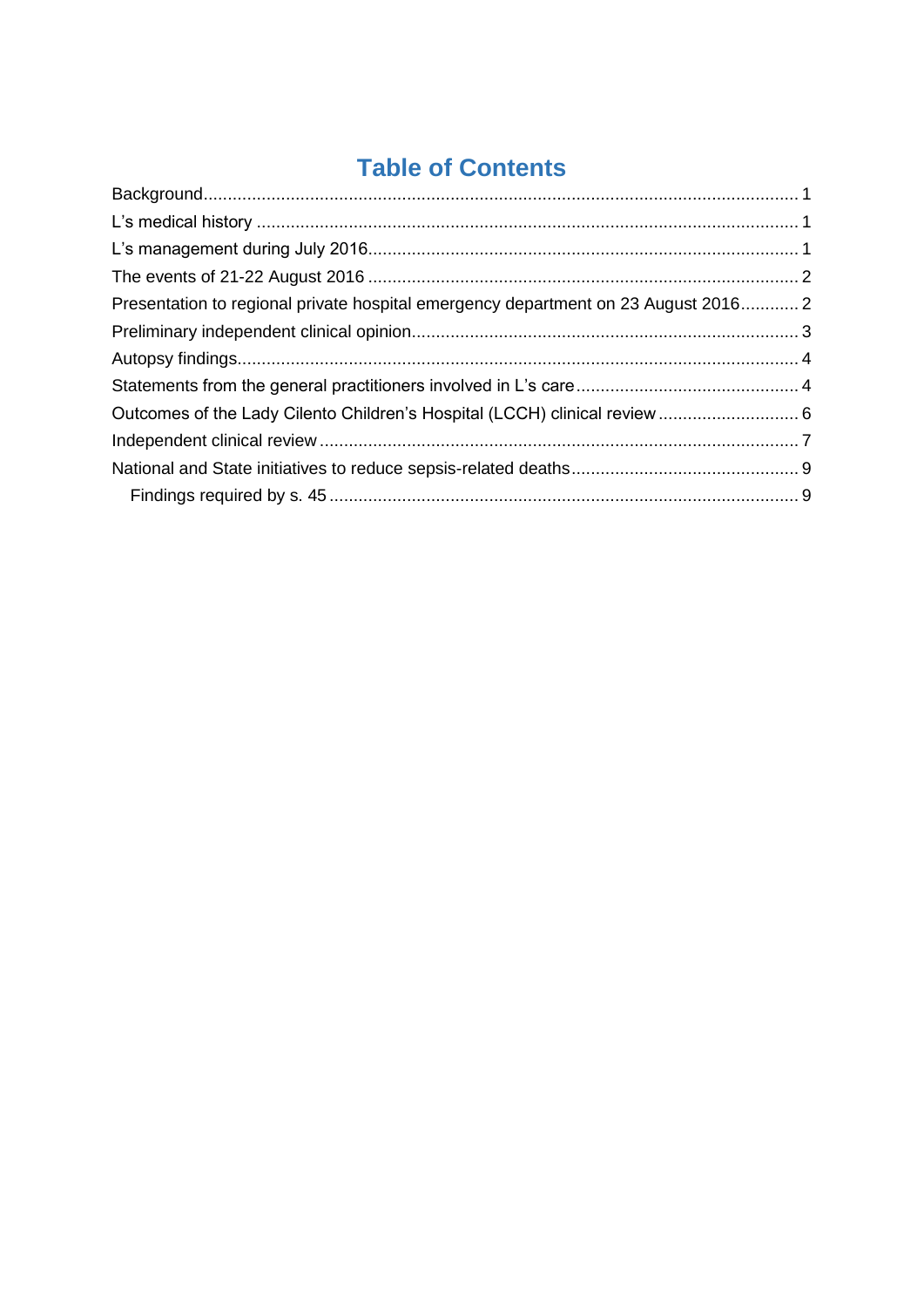# Table of Contents

- Background........................................................................................................... 1
- L's medical history ................................................................................................ 1
- L's management during July 2016......................................................................... 1
- The events of 21-22 August 2016 .......................................................................... 2
- Presentation to regional private hospital emergency department on 23 August 2016............ 2
- Preliminary independent clinical opinion................................................................ 3
- Autopsy findings.................................................................................................... 4
- Statements from the general practitioners involved in L's care.............................................. 4
- Outcomes of the Lady Cilento Children's Hospital (LCCH) clinical review ............................. 6
- Independent clinical review ................................................................................... 7
- National and State initiatives to reduce sepsis-related deaths............................................... 9
  - Findings required by s. 45 ................................................................................. 9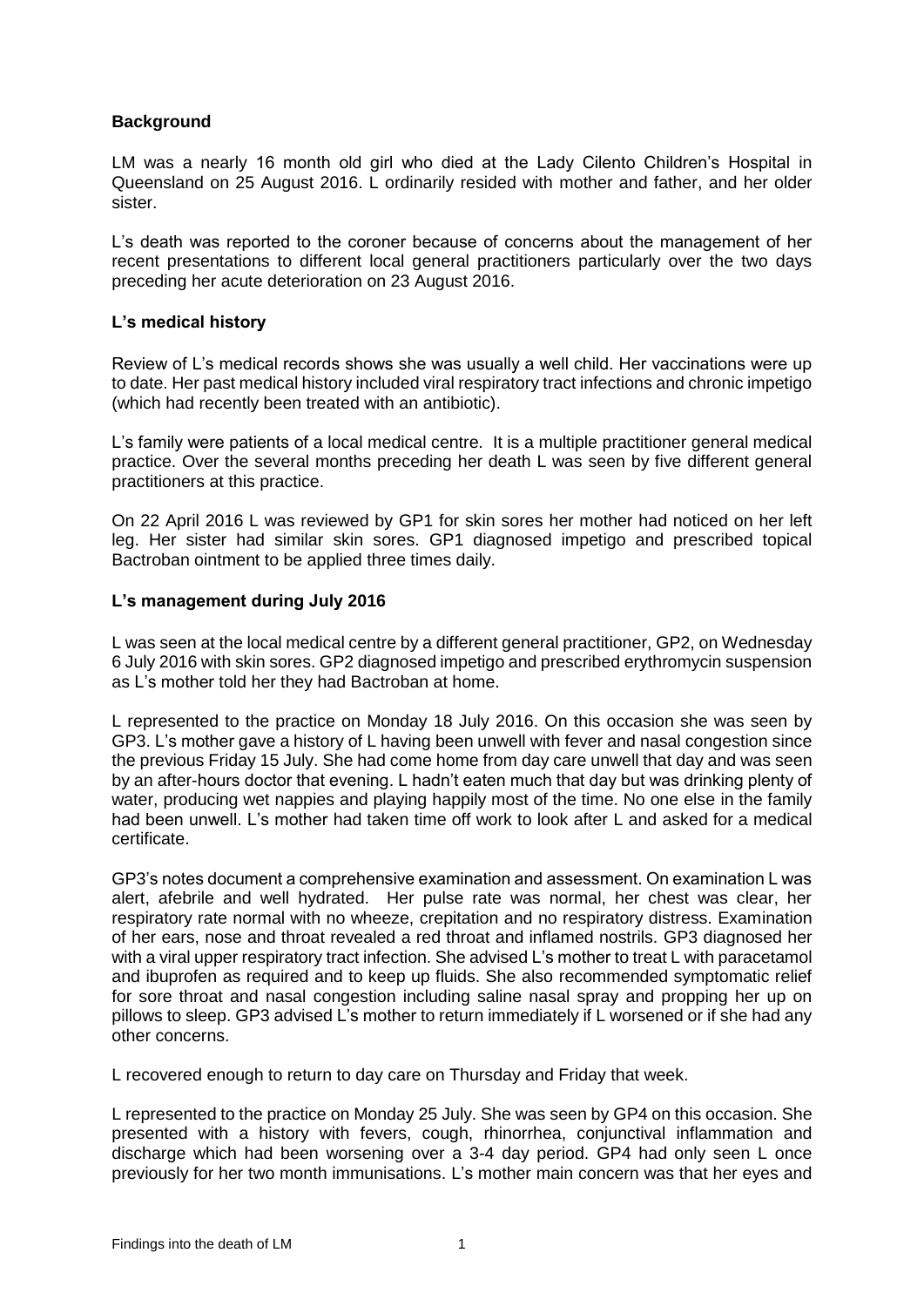## Background

LM was a nearly 16 month old girl who died at the Lady Cilento Children's Hospital in Queensland on 25 August 2016. L ordinarily resided with mother and father, and her older sister.

L's death was reported to the coroner because of concerns about the management of her recent presentations to different local general practitioners particularly over the two days preceding her acute deterioration on 23 August 2016.

## L's medical history

Review of L's medical records shows she was usually a well child. Her vaccinations were up to date. Her past medical history included viral respiratory tract infections and chronic impetigo (which had recently been treated with an antibiotic).

L's family were patients of a local medical centre. It is a multiple practitioner general medical practice. Over the several months preceding her death L was seen by five different general practitioners at this practice.

On 22 April 2016 L was reviewed by GP1 for skin sores her mother had noticed on her left leg. Her sister had similar skin sores. GP1 diagnosed impetigo and prescribed topical Bactroban ointment to be applied three times daily.

## L's management during July 2016

L was seen at the local medical centre by a different general practitioner, GP2, on Wednesday 6 July 2016 with skin sores. GP2 diagnosed impetigo and prescribed erythromycin suspension as L's mother told her they had Bactroban at home.

L represented to the practice on Monday 18 July 2016. On this occasion she was seen by GP3. L's mother gave a history of L having been unwell with fever and nasal congestion since the previous Friday 15 July. She had come home from day care unwell that day and was seen by an after-hours doctor that evening. L hadn't eaten much that day but was drinking plenty of water, producing wet nappies and playing happily most of the time. No one else in the family had been unwell. L's mother had taken time off work to look after L and asked for a medical certificate.

GP3's notes document a comprehensive examination and assessment. On examination L was alert, afebrile and well hydrated. Her pulse rate was normal, her chest was clear, her respiratory rate normal with no wheeze, crepitation and no respiratory distress. Examination of her ears, nose and throat revealed a red throat and inflamed nostrils. GP3 diagnosed her with a viral upper respiratory tract infection. She advised L's mother to treat L with paracetamol and ibuprofen as required and to keep up fluids. She also recommended symptomatic relief for sore throat and nasal congestion including saline nasal spray and propping her up on pillows to sleep. GP3 advised L's mother to return immediately if L worsened or if she had any other concerns.

L recovered enough to return to day care on Thursday and Friday that week.

L represented to the practice on Monday 25 July. She was seen by GP4 on this occasion. She presented with a history with fevers, cough, rhinorrhea, conjunctival inflammation and discharge which had been worsening over a 3-4 day period. GP4 had only seen L once previously for her two month immunisations. L's mother main concern was that her eyes and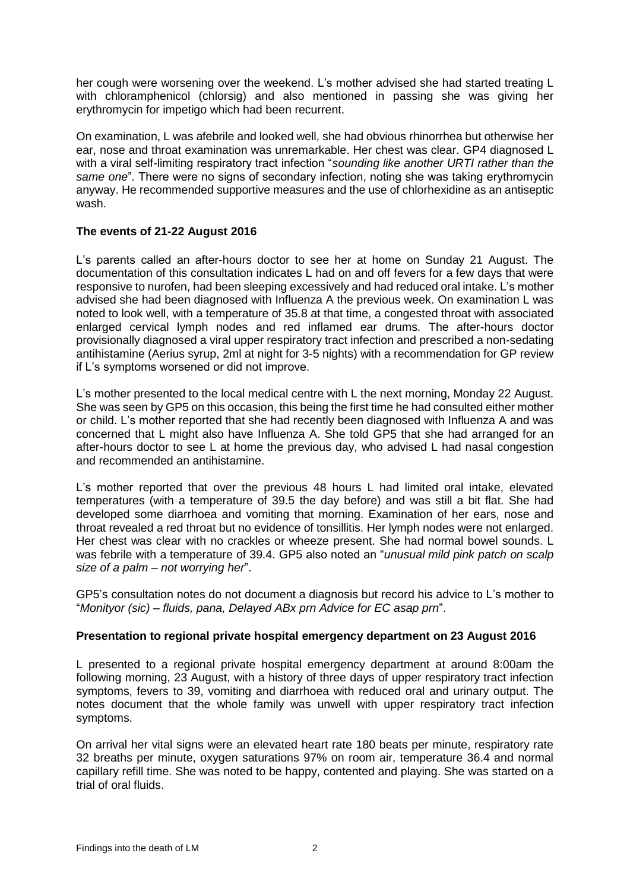her cough were worsening over the weekend. L's mother advised she had started treating L with chloramphenicol (chlorsig) and also mentioned in passing she was giving her erythromycin for impetigo which had been recurrent.

On examination, L was afebrile and looked well, she had obvious rhinorrhea but otherwise her ear, nose and throat examination was unremarkable. Her chest was clear. GP4 diagnosed L with a viral self-limiting respiratory tract infection "*sounding like another URTI rather than the same one*". There were no signs of secondary infection, noting she was taking erythromycin anyway. He recommended supportive measures and the use of chlorhexidine as an antiseptic wash.

**The events of 21-22 August 2016**

L's parents called an after-hours doctor to see her at home on Sunday 21 August. The documentation of this consultation indicates L had on and off fevers for a few days that were responsive to nurofen, had been sleeping excessively and had reduced oral intake. L's mother advised she had been diagnosed with Influenza A the previous week. On examination L was noted to look well, with a temperature of 35.8 at that time, a congested throat with associated enlarged cervical lymph nodes and red inflamed ear drums. The after-hours doctor provisionally diagnosed a viral upper respiratory tract infection and prescribed a non-sedating antihistamine (Aerius syrup, 2ml at night for 3-5 nights) with a recommendation for GP review if L's symptoms worsened or did not improve.

L's mother presented to the local medical centre with L the next morning, Monday 22 August. She was seen by GP5 on this occasion, this being the first time he had consulted either mother or child. L's mother reported that she had recently been diagnosed with Influenza A and was concerned that L might also have Influenza A. She told GP5 that she had arranged for an after-hours doctor to see L at home the previous day, who advised L had nasal congestion and recommended an antihistamine.

L's mother reported that over the previous 48 hours L had limited oral intake, elevated temperatures (with a temperature of 39.5 the day before) and was still a bit flat. She had developed some diarrhoea and vomiting that morning. Examination of her ears, nose and throat revealed a red throat but no evidence of tonsillitis. Her lymph nodes were not enlarged. Her chest was clear with no crackles or wheeze present. She had normal bowel sounds. L was febrile with a temperature of 39.4. GP5 also noted an "*unusual mild pink patch on scalp size of a palm – not worrying her*".

GP5's consultation notes do not document a diagnosis but record his advice to L's mother to "*Monityor (sic) – fluids, pana, Delayed ABx prn Advice for EC asap prn*".

**Presentation to regional private hospital emergency department on 23 August 2016**

L presented to a regional private hospital emergency department at around 8:00am the following morning, 23 August, with a history of three days of upper respiratory tract infection symptoms, fevers to 39, vomiting and diarrhoea with reduced oral and urinary output. The notes document that the whole family was unwell with upper respiratory tract infection symptoms.

On arrival her vital signs were an elevated heart rate 180 beats per minute, respiratory rate 32 breaths per minute, oxygen saturations 97% on room air, temperature 36.4 and normal capillary refill time. She was noted to be happy, contented and playing. She was started on a trial of oral fluids.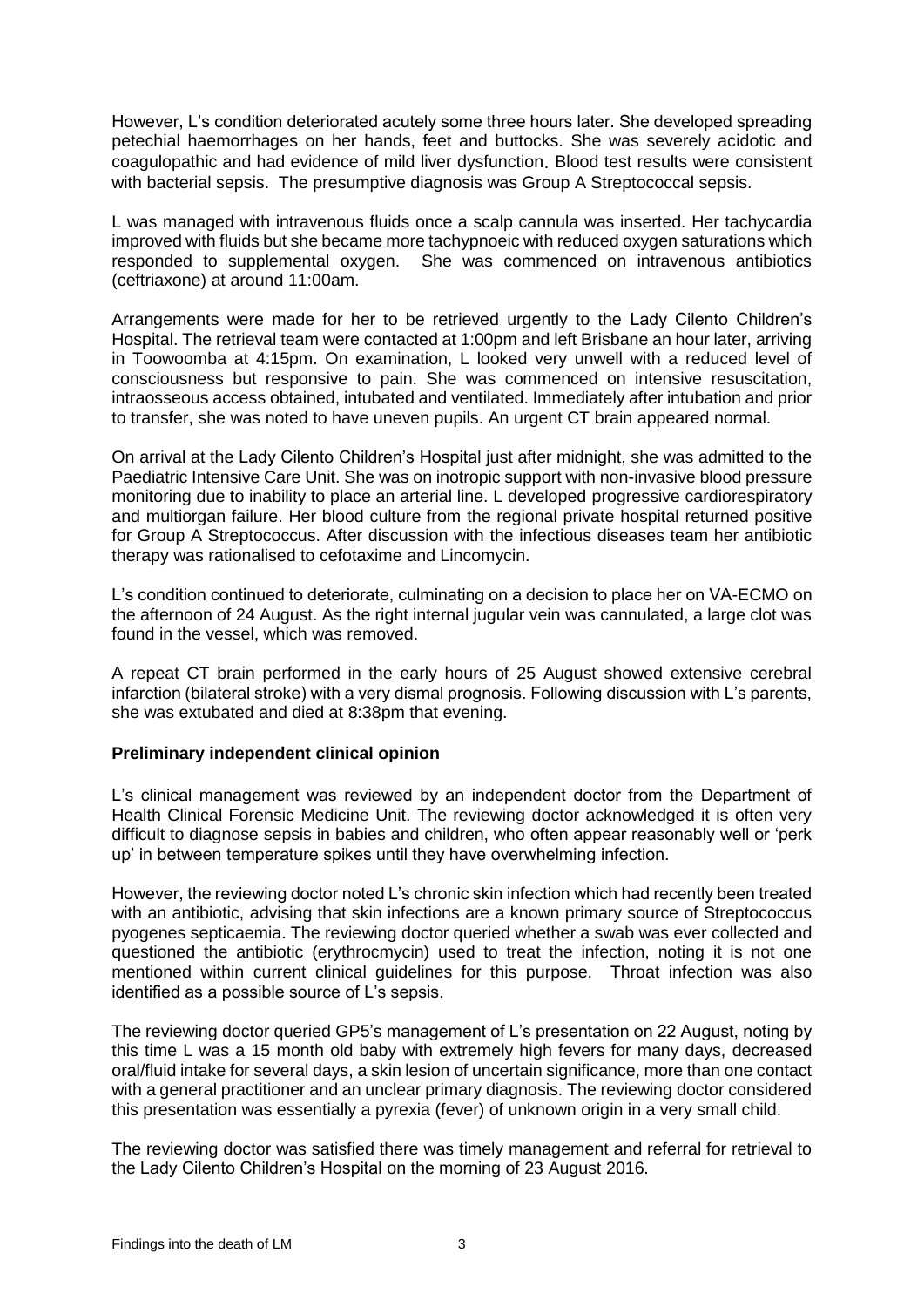However, L's condition deteriorated acutely some three hours later. She developed spreading petechial haemorrhages on her hands, feet and buttocks. She was severely acidotic and coagulopathic and had evidence of mild liver dysfunction. Blood test results were consistent with bacterial sepsis. The presumptive diagnosis was Group A Streptococcal sepsis.

L was managed with intravenous fluids once a scalp cannula was inserted. Her tachycardia improved with fluids but she became more tachypnoeic with reduced oxygen saturations which responded to supplemental oxygen. She was commenced on intravenous antibiotics (ceftriaxone) at around 11:00am.

Arrangements were made for her to be retrieved urgently to the Lady Cilento Children's Hospital. The retrieval team were contacted at 1:00pm and left Brisbane an hour later, arriving in Toowoomba at 4:15pm. On examination, L looked very unwell with a reduced level of consciousness but responsive to pain. She was commenced on intensive resuscitation, intraosseous access obtained, intubated and ventilated. Immediately after intubation and prior to transfer, she was noted to have uneven pupils. An urgent CT brain appeared normal.

On arrival at the Lady Cilento Children's Hospital just after midnight, she was admitted to the Paediatric Intensive Care Unit. She was on inotropic support with non-invasive blood pressure monitoring due to inability to place an arterial line. L developed progressive cardiorespiratory and multiorgan failure. Her blood culture from the regional private hospital returned positive for Group A Streptococcus. After discussion with the infectious diseases team her antibiotic therapy was rationalised to cefotaxime and Lincomycin.

L's condition continued to deteriorate, culminating on a decision to place her on VA-ECMO on the afternoon of 24 August. As the right internal jugular vein was cannulated, a large clot was found in the vessel, which was removed.

A repeat CT brain performed in the early hours of 25 August showed extensive cerebral infarction (bilateral stroke) with a very dismal prognosis. Following discussion with L's parents, she was extubated and died at 8:38pm that evening.

**Preliminary independent clinical opinion**

L's clinical management was reviewed by an independent doctor from the Department of Health Clinical Forensic Medicine Unit. The reviewing doctor acknowledged it is often very difficult to diagnose sepsis in babies and children, who often appear reasonably well or 'perk up' in between temperature spikes until they have overwhelming infection.

However, the reviewing doctor noted L's chronic skin infection which had recently been treated with an antibiotic, advising that skin infections are a known primary source of Streptococcus pyogenes septicaemia. The reviewing doctor queried whether a swab was ever collected and questioned the antibiotic (erythrocmycin) used to treat the infection, noting it is not one mentioned within current clinical guidelines for this purpose. Throat infection was also identified as a possible source of L's sepsis.

The reviewing doctor queried GP5's management of L's presentation on 22 August, noting by this time L was a 15 month old baby with extremely high fevers for many days, decreased oral/fluid intake for several days, a skin lesion of uncertain significance, more than one contact with a general practitioner and an unclear primary diagnosis. The reviewing doctor considered this presentation was essentially a pyrexia (fever) of unknown origin in a very small child.

The reviewing doctor was satisfied there was timely management and referral for retrieval to the Lady Cilento Children's Hospital on the morning of 23 August 2016.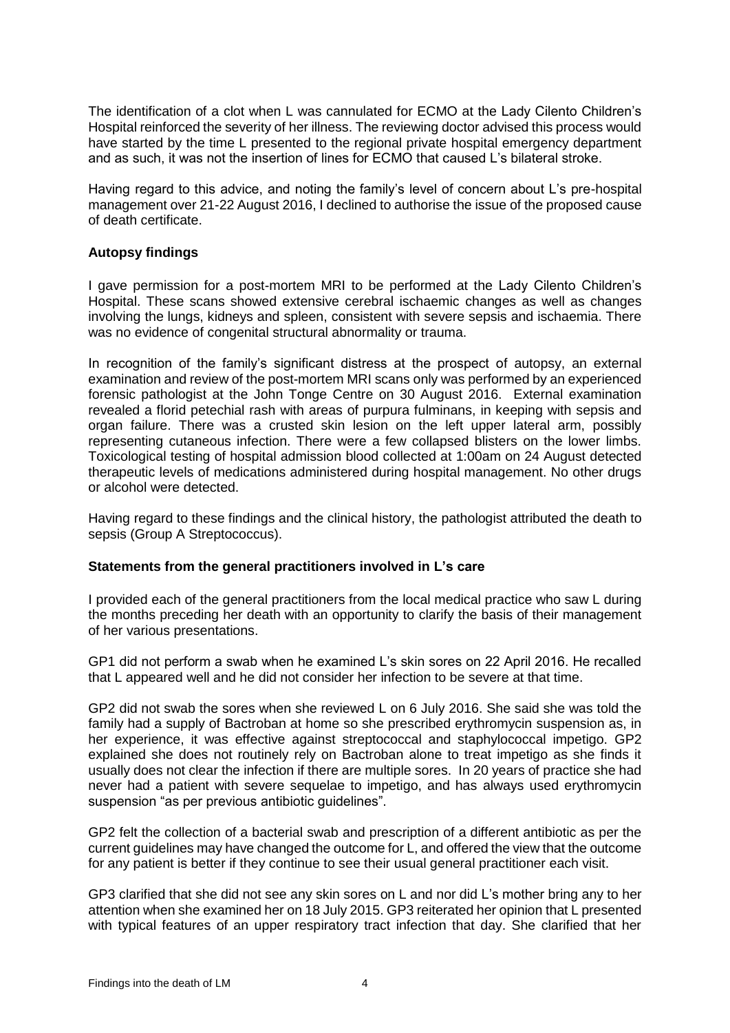The identification of a clot when L was cannulated for ECMO at the Lady Cilento Children's Hospital reinforced the severity of her illness. The reviewing doctor advised this process would have started by the time L presented to the regional private hospital emergency department and as such, it was not the insertion of lines for ECMO that caused L's bilateral stroke.

Having regard to this advice, and noting the family's level of concern about L's pre-hospital management over 21-22 August 2016, I declined to authorise the issue of the proposed cause of death certificate.

**Autopsy findings**

I gave permission for a post-mortem MRI to be performed at the Lady Cilento Children's Hospital. These scans showed extensive cerebral ischaemic changes as well as changes involving the lungs, kidneys and spleen, consistent with severe sepsis and ischaemia. There was no evidence of congenital structural abnormality or trauma.

In recognition of the family's significant distress at the prospect of autopsy, an external examination and review of the post-mortem MRI scans only was performed by an experienced forensic pathologist at the John Tonge Centre on 30 August 2016. External examination revealed a florid petechial rash with areas of purpura fulminans, in keeping with sepsis and organ failure. There was a crusted skin lesion on the left upper lateral arm, possibly representing cutaneous infection. There were a few collapsed blisters on the lower limbs. Toxicological testing of hospital admission blood collected at 1:00am on 24 August detected therapeutic levels of medications administered during hospital management. No other drugs or alcohol were detected.

Having regard to these findings and the clinical history, the pathologist attributed the death to sepsis (Group A Streptococcus).

**Statements from the general practitioners involved in L's care**

I provided each of the general practitioners from the local medical practice who saw L during the months preceding her death with an opportunity to clarify the basis of their management of her various presentations.

GP1 did not perform a swab when he examined L's skin sores on 22 April 2016. He recalled that L appeared well and he did not consider her infection to be severe at that time.

GP2 did not swab the sores when she reviewed L on 6 July 2016. She said she was told the family had a supply of Bactroban at home so she prescribed erythromycin suspension as, in her experience, it was effective against streptococcal and staphylococcal impetigo. GP2 explained she does not routinely rely on Bactroban alone to treat impetigo as she finds it usually does not clear the infection if there are multiple sores. In 20 years of practice she had never had a patient with severe sequelae to impetigo, and has always used erythromycin suspension "as per previous antibiotic guidelines".

GP2 felt the collection of a bacterial swab and prescription of a different antibiotic as per the current guidelines may have changed the outcome for L, and offered the view that the outcome for any patient is better if they continue to see their usual general practitioner each visit.

GP3 clarified that she did not see any skin sores on L and nor did L's mother bring any to her attention when she examined her on 18 July 2015. GP3 reiterated her opinion that L presented with typical features of an upper respiratory tract infection that day. She clarified that her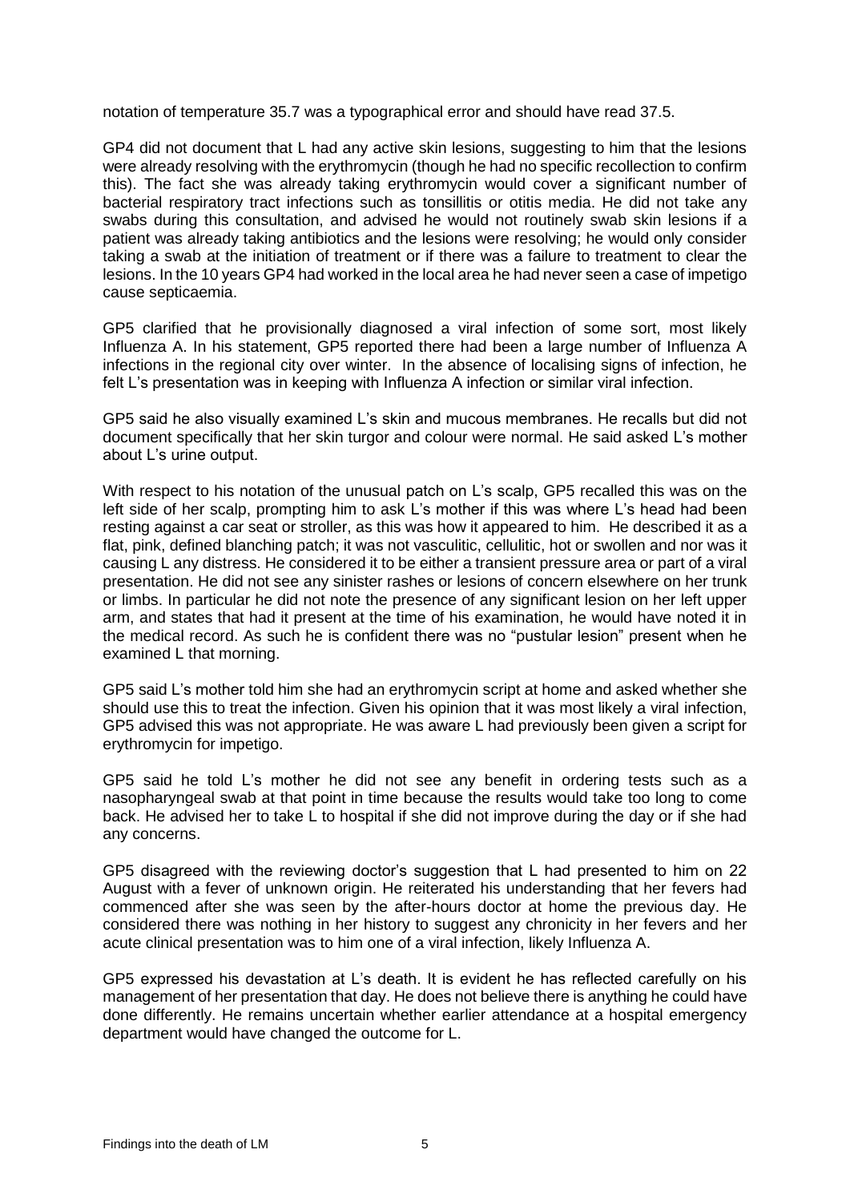notation of temperature 35.7 was a typographical error and should have read 37.5.

GP4 did not document that L had any active skin lesions, suggesting to him that the lesions were already resolving with the erythromycin (though he had no specific recollection to confirm this). The fact she was already taking erythromycin would cover a significant number of bacterial respiratory tract infections such as tonsillitis or otitis media. He did not take any swabs during this consultation, and advised he would not routinely swab skin lesions if a patient was already taking antibiotics and the lesions were resolving; he would only consider taking a swab at the initiation of treatment or if there was a failure to treatment to clear the lesions. In the 10 years GP4 had worked in the local area he had never seen a case of impetigo cause septicaemia.

GP5 clarified that he provisionally diagnosed a viral infection of some sort, most likely Influenza A. In his statement, GP5 reported there had been a large number of Influenza A infections in the regional city over winter. In the absence of localising signs of infection, he felt L's presentation was in keeping with Influenza A infection or similar viral infection.

GP5 said he also visually examined L's skin and mucous membranes. He recalls but did not document specifically that her skin turgor and colour were normal. He said asked L's mother about L's urine output.

With respect to his notation of the unusual patch on L's scalp, GP5 recalled this was on the left side of her scalp, prompting him to ask L's mother if this was where L's head had been resting against a car seat or stroller, as this was how it appeared to him. He described it as a flat, pink, defined blanching patch; it was not vasculitic, cellulitic, hot or swollen and nor was it causing L any distress. He considered it to be either a transient pressure area or part of a viral presentation. He did not see any sinister rashes or lesions of concern elsewhere on her trunk or limbs. In particular he did not note the presence of any significant lesion on her left upper arm, and states that had it present at the time of his examination, he would have noted it in the medical record. As such he is confident there was no "pustular lesion" present when he examined L that morning.

GP5 said L's mother told him she had an erythromycin script at home and asked whether she should use this to treat the infection. Given his opinion that it was most likely a viral infection, GP5 advised this was not appropriate. He was aware L had previously been given a script for erythromycin for impetigo.

GP5 said he told L's mother he did not see any benefit in ordering tests such as a nasopharyngeal swab at that point in time because the results would take too long to come back. He advised her to take L to hospital if she did not improve during the day or if she had any concerns.

GP5 disagreed with the reviewing doctor's suggestion that L had presented to him on 22 August with a fever of unknown origin. He reiterated his understanding that her fevers had commenced after she was seen by the after-hours doctor at home the previous day. He considered there was nothing in her history to suggest any chronicity in her fevers and her acute clinical presentation was to him one of a viral infection, likely Influenza A.

GP5 expressed his devastation at L's death. It is evident he has reflected carefully on his management of her presentation that day. He does not believe there is anything he could have done differently. He remains uncertain whether earlier attendance at a hospital emergency department would have changed the outcome for L.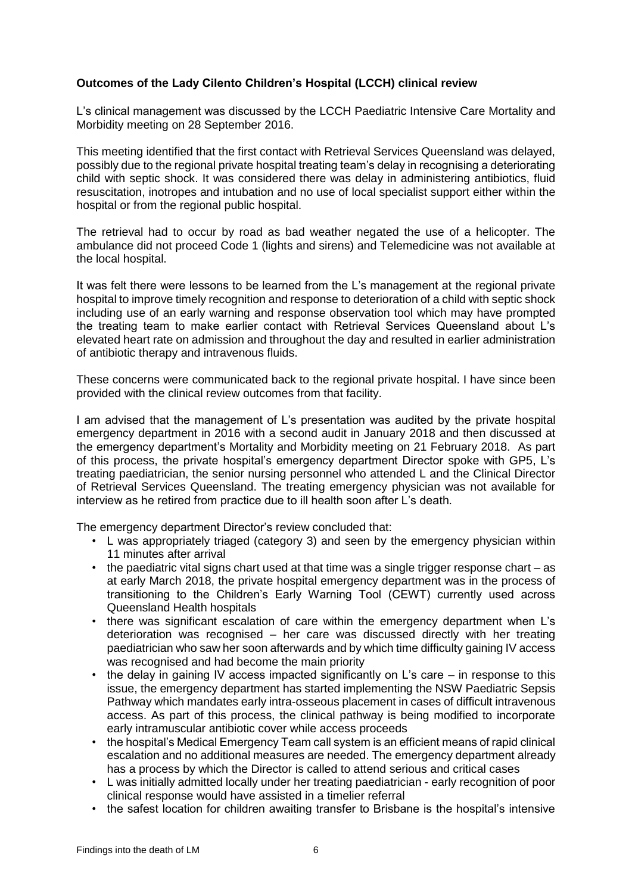**Outcomes of the Lady Cilento Children's Hospital (LCCH) clinical review**

L's clinical management was discussed by the LCCH Paediatric Intensive Care Mortality and Morbidity meeting on 28 September 2016.

This meeting identified that the first contact with Retrieval Services Queensland was delayed, possibly due to the regional private hospital treating team's delay in recognising a deteriorating child with septic shock. It was considered there was delay in administering antibiotics, fluid resuscitation, inotropes and intubation and no use of local specialist support either within the hospital or from the regional public hospital.

The retrieval had to occur by road as bad weather negated the use of a helicopter. The ambulance did not proceed Code 1 (lights and sirens) and Telemedicine was not available at the local hospital.

It was felt there were lessons to be learned from the L's management at the regional private hospital to improve timely recognition and response to deterioration of a child with septic shock including use of an early warning and response observation tool which may have prompted the treating team to make earlier contact with Retrieval Services Queensland about L's elevated heart rate on admission and throughout the day and resulted in earlier administration of antibiotic therapy and intravenous fluids.

These concerns were communicated back to the regional private hospital. I have since been provided with the clinical review outcomes from that facility.

I am advised that the management of L's presentation was audited by the private hospital emergency department in 2016 with a second audit in January 2018 and then discussed at the emergency department's Mortality and Morbidity meeting on 21 February 2018. As part of this process, the private hospital's emergency department Director spoke with GP5, L's treating paediatrician, the senior nursing personnel who attended L and the Clinical Director of Retrieval Services Queensland. The treating emergency physician was not available for interview as he retired from practice due to ill health soon after L's death.

The emergency department Director's review concluded that:

- L was appropriately triaged (category 3) and seen by the emergency physician within 11 minutes after arrival
- the paediatric vital signs chart used at that time was a single trigger response chart – as at early March 2018, the private hospital emergency department was in the process of transitioning to the Children's Early Warning Tool (CEWT) currently used across Queensland Health hospitals
- there was significant escalation of care within the emergency department when L's deterioration was recognised – her care was discussed directly with her treating paediatrician who saw her soon afterwards and by which time difficulty gaining IV access was recognised and had become the main priority
- the delay in gaining IV access impacted significantly on L's care – in response to this issue, the emergency department has started implementing the NSW Paediatric Sepsis Pathway which mandates early intra-osseous placement in cases of difficult intravenous access. As part of this process, the clinical pathway is being modified to incorporate early intramuscular antibiotic cover while access proceeds
- the hospital's Medical Emergency Team call system is an efficient means of rapid clinical escalation and no additional measures are needed. The emergency department already has a process by which the Director is called to attend serious and critical cases
- L was initially admitted locally under her treating paediatrician - early recognition of poor clinical response would have assisted in a timelier referral
- the safest location for children awaiting transfer to Brisbane is the hospital's intensive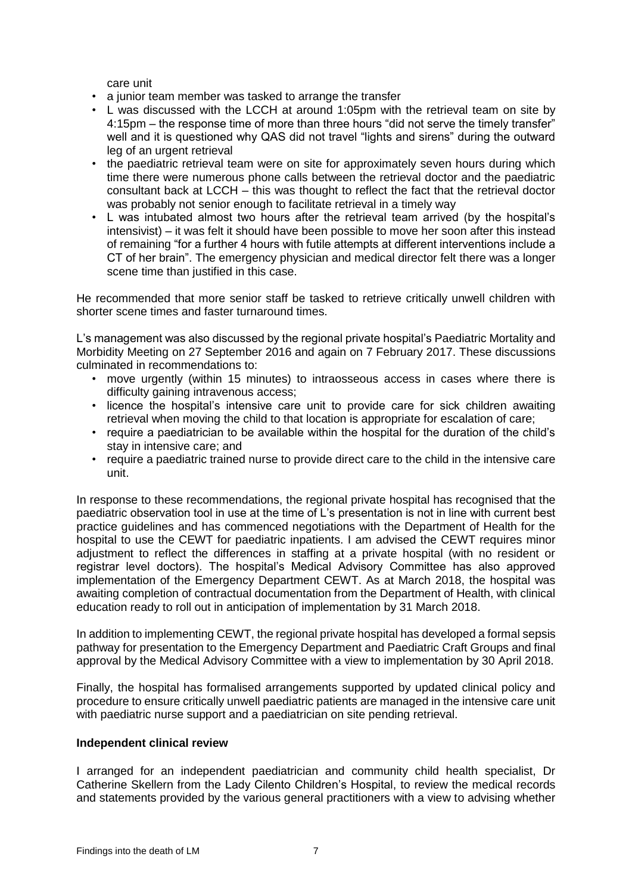care unit

- a junior team member was tasked to arrange the transfer
- L was discussed with the LCCH at around 1:05pm with the retrieval team on site by 4:15pm – the response time of more than three hours "did not serve the timely transfer" well and it is questioned why QAS did not travel "lights and sirens" during the outward leg of an urgent retrieval
- the paediatric retrieval team were on site for approximately seven hours during which time there were numerous phone calls between the retrieval doctor and the paediatric consultant back at LCCH – this was thought to reflect the fact that the retrieval doctor was probably not senior enough to facilitate retrieval in a timely way
- L was intubated almost two hours after the retrieval team arrived (by the hospital's intensivist) – it was felt it should have been possible to move her soon after this instead of remaining "for a further 4 hours with futile attempts at different interventions include a CT of her brain". The emergency physician and medical director felt there was a longer scene time than justified in this case.

He recommended that more senior staff be tasked to retrieve critically unwell children with shorter scene times and faster turnaround times.

L's management was also discussed by the regional private hospital's Paediatric Mortality and Morbidity Meeting on 27 September 2016 and again on 7 February 2017. These discussions culminated in recommendations to:

- move urgently (within 15 minutes) to intraosseous access in cases where there is difficulty gaining intravenous access;
- licence the hospital's intensive care unit to provide care for sick children awaiting retrieval when moving the child to that location is appropriate for escalation of care;
- require a paediatrician to be available within the hospital for the duration of the child's stay in intensive care; and
- require a paediatric trained nurse to provide direct care to the child in the intensive care unit.

In response to these recommendations, the regional private hospital has recognised that the paediatric observation tool in use at the time of L's presentation is not in line with current best practice guidelines and has commenced negotiations with the Department of Health for the hospital to use the CEWT for paediatric inpatients. I am advised the CEWT requires minor adjustment to reflect the differences in staffing at a private hospital (with no resident or registrar level doctors). The hospital's Medical Advisory Committee has also approved implementation of the Emergency Department CEWT. As at March 2018, the hospital was awaiting completion of contractual documentation from the Department of Health, with clinical education ready to roll out in anticipation of implementation by 31 March 2018.

In addition to implementing CEWT, the regional private hospital has developed a formal sepsis pathway for presentation to the Emergency Department and Paediatric Craft Groups and final approval by the Medical Advisory Committee with a view to implementation by 30 April 2018.

Finally, the hospital has formalised arrangements supported by updated clinical policy and procedure to ensure critically unwell paediatric patients are managed in the intensive care unit with paediatric nurse support and a paediatrician on site pending retrieval.

**Independent clinical review**

I arranged for an independent paediatrician and community child health specialist, Dr Catherine Skellern from the Lady Cilento Children's Hospital, to review the medical records and statements provided by the various general practitioners with a view to advising whether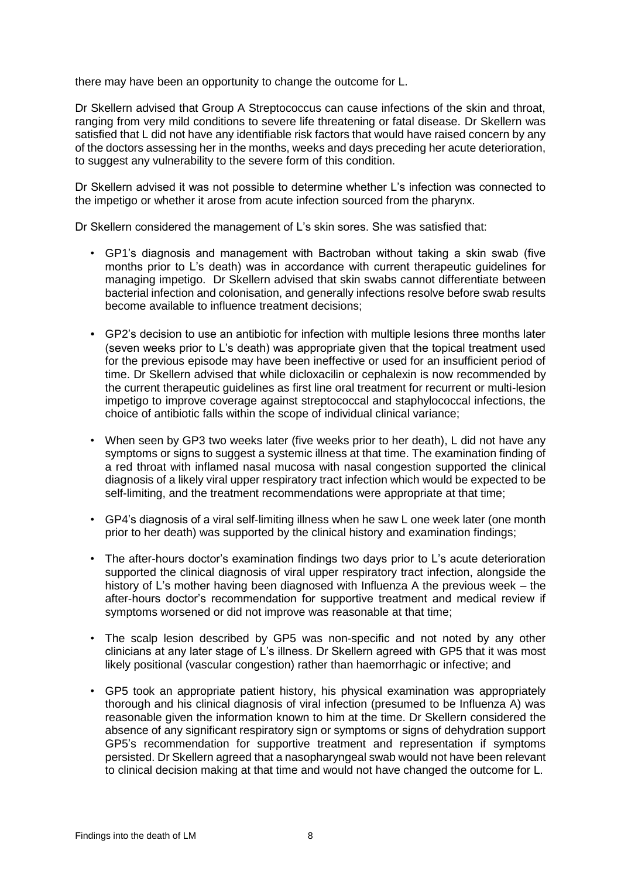there may have been an opportunity to change the outcome for L.

Dr Skellern advised that Group A Streptococcus can cause infections of the skin and throat, ranging from very mild conditions to severe life threatening or fatal disease. Dr Skellern was satisfied that L did not have any identifiable risk factors that would have raised concern by any of the doctors assessing her in the months, weeks and days preceding her acute deterioration, to suggest any vulnerability to the severe form of this condition.

Dr Skellern advised it was not possible to determine whether L's infection was connected to the impetigo or whether it arose from acute infection sourced from the pharynx.

Dr Skellern considered the management of L's skin sores. She was satisfied that:

- GP1's diagnosis and management with Bactroban without taking a skin swab (five months prior to L's death) was in accordance with current therapeutic guidelines for managing impetigo. Dr Skellern advised that skin swabs cannot differentiate between bacterial infection and colonisation, and generally infections resolve before swab results become available to influence treatment decisions;
- GP2's decision to use an antibiotic for infection with multiple lesions three months later (seven weeks prior to L's death) was appropriate given that the topical treatment used for the previous episode may have been ineffective or used for an insufficient period of time. Dr Skellern advised that while dicloxacilin or cephalexin is now recommended by the current therapeutic guidelines as first line oral treatment for recurrent or multi-lesion impetigo to improve coverage against streptococcal and staphylococcal infections, the choice of antibiotic falls within the scope of individual clinical variance;
- When seen by GP3 two weeks later (five weeks prior to her death), L did not have any symptoms or signs to suggest a systemic illness at that time. The examination finding of a red throat with inflamed nasal mucosa with nasal congestion supported the clinical diagnosis of a likely viral upper respiratory tract infection which would be expected to be self-limiting, and the treatment recommendations were appropriate at that time;
- GP4's diagnosis of a viral self-limiting illness when he saw L one week later (one month prior to her death) was supported by the clinical history and examination findings;
- The after-hours doctor's examination findings two days prior to L's acute deterioration supported the clinical diagnosis of viral upper respiratory tract infection, alongside the history of L's mother having been diagnosed with Influenza A the previous week – the after-hours doctor's recommendation for supportive treatment and medical review if symptoms worsened or did not improve was reasonable at that time;
- The scalp lesion described by GP5 was non-specific and not noted by any other clinicians at any later stage of L's illness. Dr Skellern agreed with GP5 that it was most likely positional (vascular congestion) rather than haemorrhagic or infective; and
- GP5 took an appropriate patient history, his physical examination was appropriately thorough and his clinical diagnosis of viral infection (presumed to be Influenza A) was reasonable given the information known to him at the time. Dr Skellern considered the absence of any significant respiratory sign or symptoms or signs of dehydration support GP5's recommendation for supportive treatment and representation if symptoms persisted. Dr Skellern agreed that a nasopharyngeal swab would not have been relevant to clinical decision making at that time and would not have changed the outcome for L.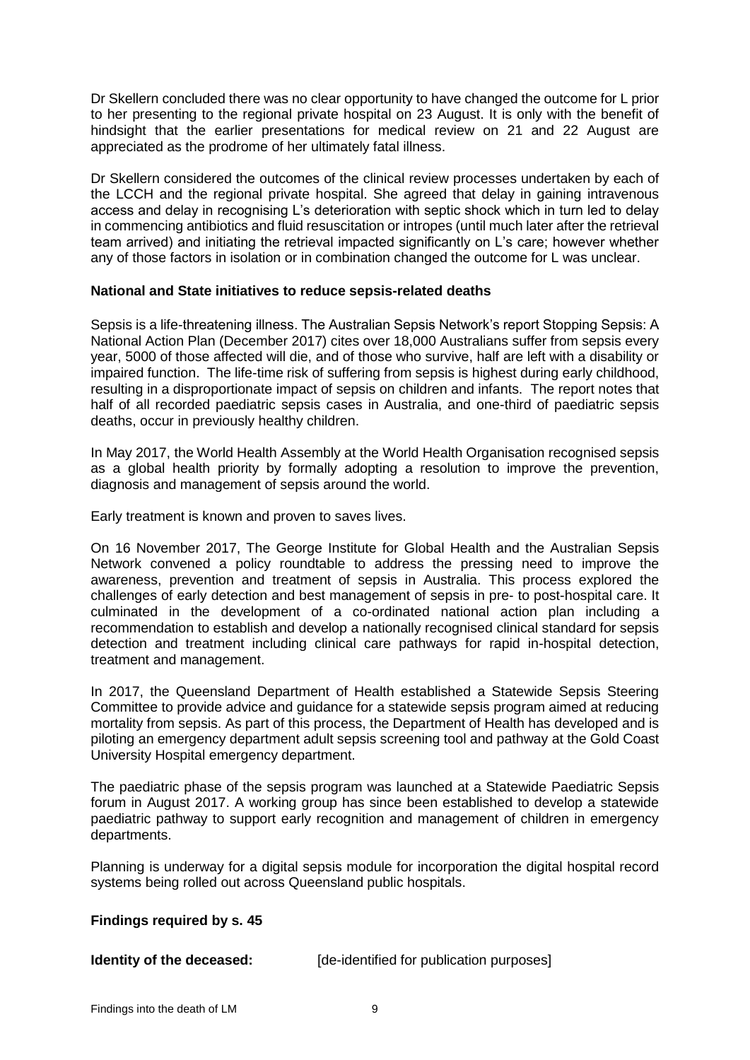Dr Skellern concluded there was no clear opportunity to have changed the outcome for L prior to her presenting to the regional private hospital on 23 August. It is only with the benefit of hindsight that the earlier presentations for medical review on 21 and 22 August are appreciated as the prodrome of her ultimately fatal illness.

Dr Skellern considered the outcomes of the clinical review processes undertaken by each of the LCCH and the regional private hospital. She agreed that delay in gaining intravenous access and delay in recognising L's deterioration with septic shock which in turn led to delay in commencing antibiotics and fluid resuscitation or intropes (until much later after the retrieval team arrived) and initiating the retrieval impacted significantly on L's care; however whether any of those factors in isolation or in combination changed the outcome for L was unclear.

### National and State initiatives to reduce sepsis-related deaths

Sepsis is a life-threatening illness. The Australian Sepsis Network's report Stopping Sepsis: A National Action Plan (December 2017) cites over 18,000 Australians suffer from sepsis every year, 5000 of those affected will die, and of those who survive, half are left with a disability or impaired function. The life-time risk of suffering from sepsis is highest during early childhood, resulting in a disproportionate impact of sepsis on children and infants. The report notes that half of all recorded paediatric sepsis cases in Australia, and one-third of paediatric sepsis deaths, occur in previously healthy children.

In May 2017, the World Health Assembly at the World Health Organisation recognised sepsis as a global health priority by formally adopting a resolution to improve the prevention, diagnosis and management of sepsis around the world.

Early treatment is known and proven to saves lives.

On 16 November 2017, The George Institute for Global Health and the Australian Sepsis Network convened a policy roundtable to address the pressing need to improve the awareness, prevention and treatment of sepsis in Australia. This process explored the challenges of early detection and best management of sepsis in pre- to post-hospital care. It culminated in the development of a co-ordinated national action plan including a recommendation to establish and develop a nationally recognised clinical standard for sepsis detection and treatment including clinical care pathways for rapid in-hospital detection, treatment and management.

In 2017, the Queensland Department of Health established a Statewide Sepsis Steering Committee to provide advice and guidance for a statewide sepsis program aimed at reducing mortality from sepsis. As part of this process, the Department of Health has developed and is piloting an emergency department adult sepsis screening tool and pathway at the Gold Coast University Hospital emergency department.

The paediatric phase of the sepsis program was launched at a Statewide Paediatric Sepsis forum in August 2017. A working group has since been established to develop a statewide paediatric pathway to support early recognition and management of children in emergency departments.

Planning is underway for a digital sepsis module for incorporation the digital hospital record systems being rolled out across Queensland public hospitals.

### Findings required by s. 45

**Identity of the deceased:** [de-identified for publication purposes]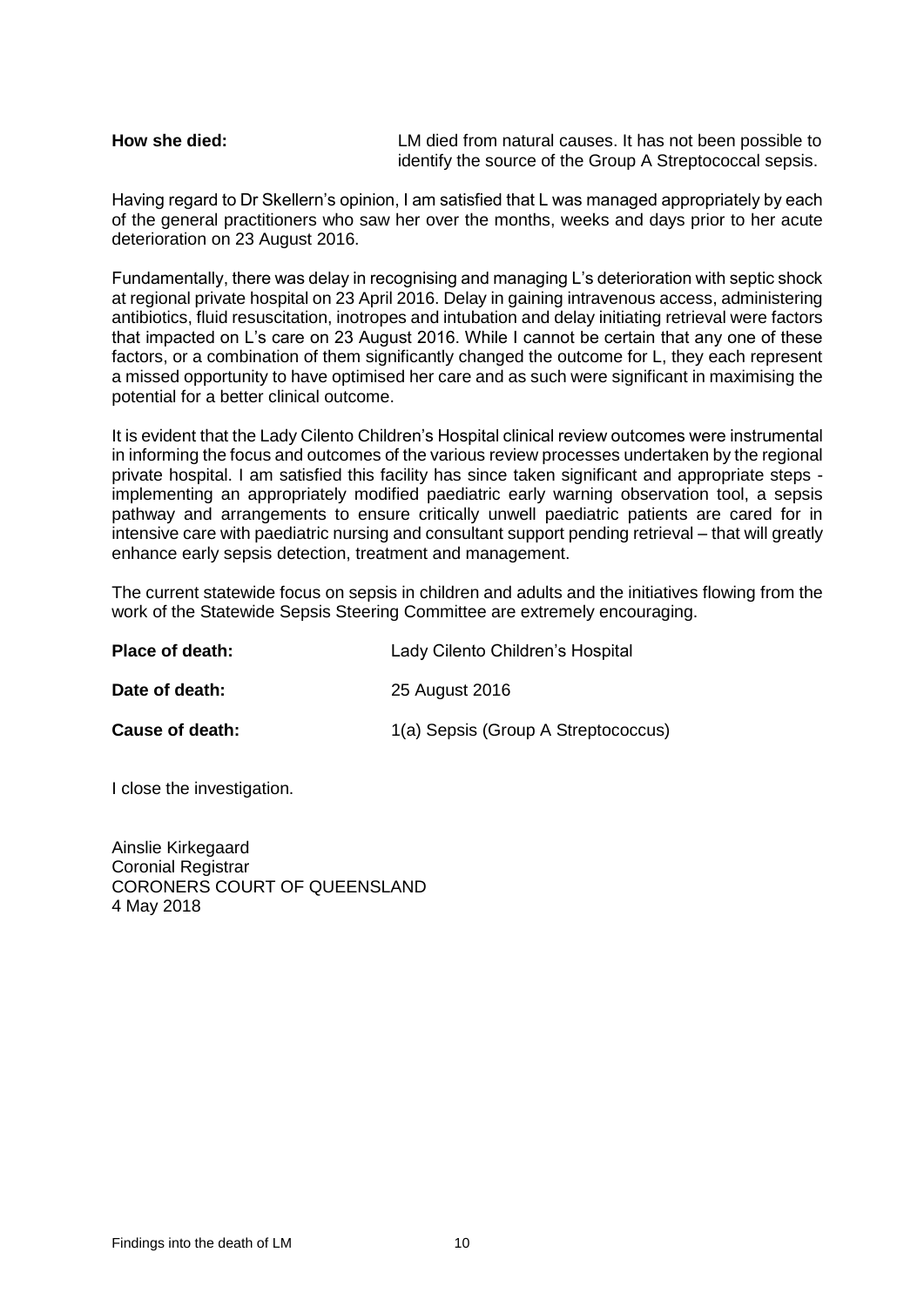**How she died:** LM died from natural causes. It has not been possible to identify the source of the Group A Streptococcal sepsis.

Having regard to Dr Skellern's opinion, I am satisfied that L was managed appropriately by each of the general practitioners who saw her over the months, weeks and days prior to her acute deterioration on 23 August 2016.

Fundamentally, there was delay in recognising and managing L's deterioration with septic shock at regional private hospital on 23 April 2016. Delay in gaining intravenous access, administering antibiotics, fluid resuscitation, inotropes and intubation and delay initiating retrieval were factors that impacted on L's care on 23 August 2016. While I cannot be certain that any one of these factors, or a combination of them significantly changed the outcome for L, they each represent a missed opportunity to have optimised her care and as such were significant in maximising the potential for a better clinical outcome.

It is evident that the Lady Cilento Children's Hospital clinical review outcomes were instrumental in informing the focus and outcomes of the various review processes undertaken by the regional private hospital. I am satisfied this facility has since taken significant and appropriate steps - implementing an appropriately modified paediatric early warning observation tool, a sepsis pathway and arrangements to ensure critically unwell paediatric patients are cared for in intensive care with paediatric nursing and consultant support pending retrieval – that will greatly enhance early sepsis detection, treatment and management.

The current statewide focus on sepsis in children and adults and the initiatives flowing from the work of the Statewide Sepsis Steering Committee are extremely encouraging.

**Place of death:** Lady Cilento Children's Hospital

**Date of death:** 25 August 2016

**Cause of death:** 1(a) Sepsis (Group A Streptococcus)

I close the investigation.

Ainslie Kirkegaard
Coronial Registrar
CORONERS COURT OF QUEENSLAND
4 May 2018